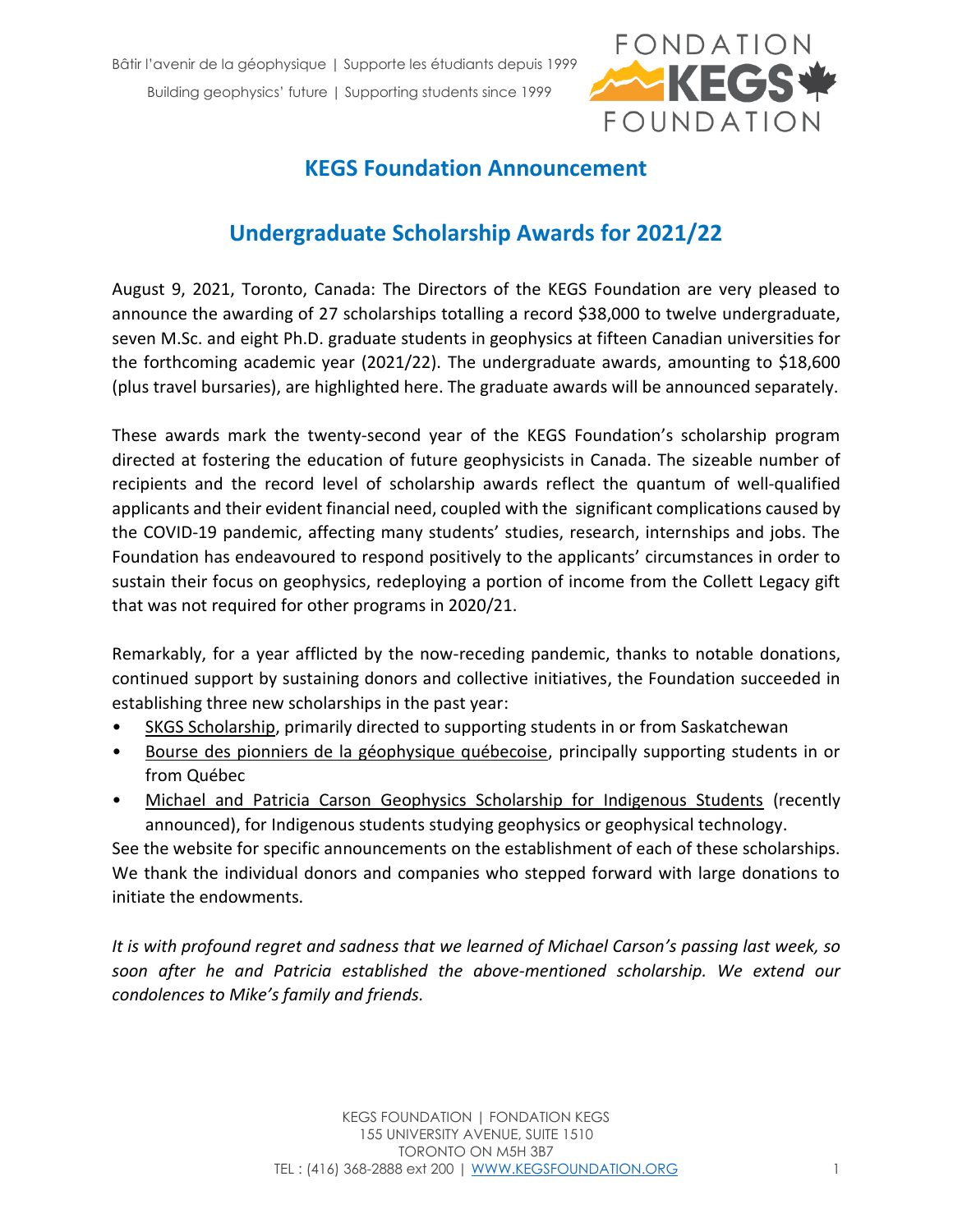Bâtir l'avenir de la géophysique | Supporte les étudiants depuis 1999

Building geophysics' future | Supporting students since 1999

# KEGS Foundation Announcement

## Undergraduate Scholarship Awards for 2021/22

August 9, 2021, Toronto, Canada: The Directors of the KEGS Foundation are very pleased to announce the awarding of 27 scholarships totalling a record $38,000 to twelve undergraduate, seven M.Sc. and eight Ph.D. graduate students in geophysics at fifteen Canadian universities for the forthcoming academic year (2021/22). The undergraduate awards, amounting to $18,600 (plus travel bursaries), are highlighted here. The graduate awards will be announced separately.

These awards mark the twenty-second year of the KEGS Foundation's scholarship program directed at fostering the education of future geophysicists in Canada. The sizeable number of recipients and the record level of scholarship awards reflect the quantum of well-qualified applicants and their evident financial need, coupled with the significant complications caused by the COVID-19 pandemic, affecting many students' studies, research, internships and jobs. The Foundation has endeavoured to respond positively to the applicants' circumstances in order to sustain their focus on geophysics, redeploying a portion of income from the Collett Legacy gift that was not required for other programs in 2020/21.

Remarkably, for a year afflicted by the now-receding pandemic, thanks to notable donations, continued support by sustaining donors and collective initiatives, the Foundation succeeded in establishing three new scholarships in the past year:

- SKGS Scholarship, primarily directed to supporting students in or from Saskatchewan
- Bourse des pionniers de la géophysique québecoise, principally supporting students in or from Québec
- Michael and Patricia Carson Geophysics Scholarship for Indigenous Students (recently announced), for Indigenous students studying geophysics or geophysical technology.

See the website for specific announcements on the establishment of each of these scholarships. We thank the individual donors and companies who stepped forward with large donations to initiate the endowments.

*It is with profound regret and sadness that we learned of Michael Carson's passing last week, so soon after he and Patricia established the above-mentioned scholarship. We extend our condolences to Mike's family and friends.*

KEGS FOUNDATION | FONDATION KEGS
155 UNIVERSITY AVENUE, SUITE 1510
TORONTO ON M5H 3B7
TEL : (416) 368-2888 ext 200 | WWW.KEGSFOUNDATION.ORG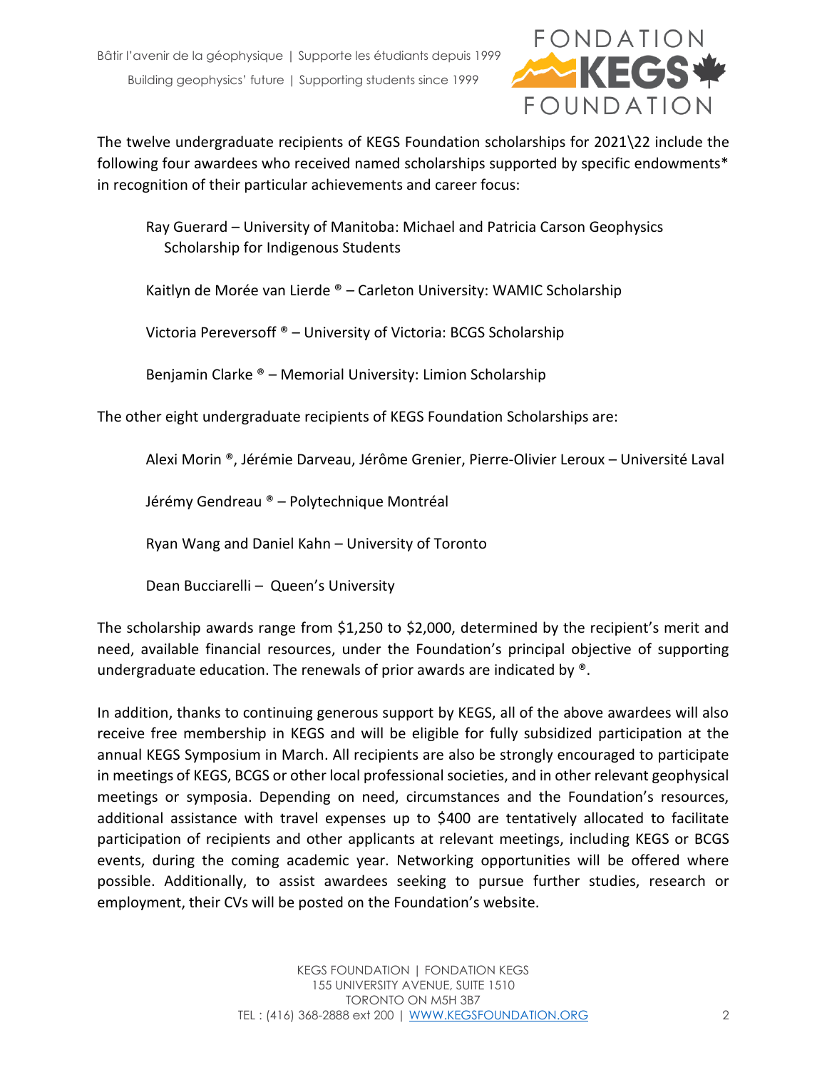The twelve undergraduate recipients of KEGS Foundation scholarships for 2021\22 include the following four awardees who received named scholarships supported by specific endowments* in recognition of their particular achievements and career focus:

Ray Guerard – University of Manitoba: Michael and Patricia Carson Geophysics Scholarship for Indigenous Students

Kaitlyn de Morée van Lierde ® – Carleton University: WAMIC Scholarship

Victoria Pereversoff ® – University of Victoria: BCGS Scholarship

Benjamin Clarke ® – Memorial University: Limion Scholarship

The other eight undergraduate recipients of KEGS Foundation Scholarships are:

Alexi Morin ®, Jérémie Darveau, Jérôme Grenier, Pierre-Olivier Leroux – Université Laval

Jérémy Gendreau ® – Polytechnique Montréal

Ryan Wang and Daniel Kahn – University of Toronto

Dean Bucciarelli – Queen's University

The scholarship awards range from $1,250 to $2,000, determined by the recipient's merit and need, available financial resources, under the Foundation's principal objective of supporting undergraduate education. The renewals of prior awards are indicated by ®.

In addition, thanks to continuing generous support by KEGS, all of the above awardees will also receive free membership in KEGS and will be eligible for fully subsidized participation at the annual KEGS Symposium in March. All recipients are also be strongly encouraged to participate in meetings of KEGS, BCGS or other local professional societies, and in other relevant geophysical meetings or symposia. Depending on need, circumstances and the Foundation's resources, additional assistance with travel expenses up to $400 are tentatively allocated to facilitate participation of recipients and other applicants at relevant meetings, including KEGS or BCGS events, during the coming academic year. Networking opportunities will be offered where possible. Additionally, to assist awardees seeking to pursue further studies, research or employment, their CVs will be posted on the Foundation's website.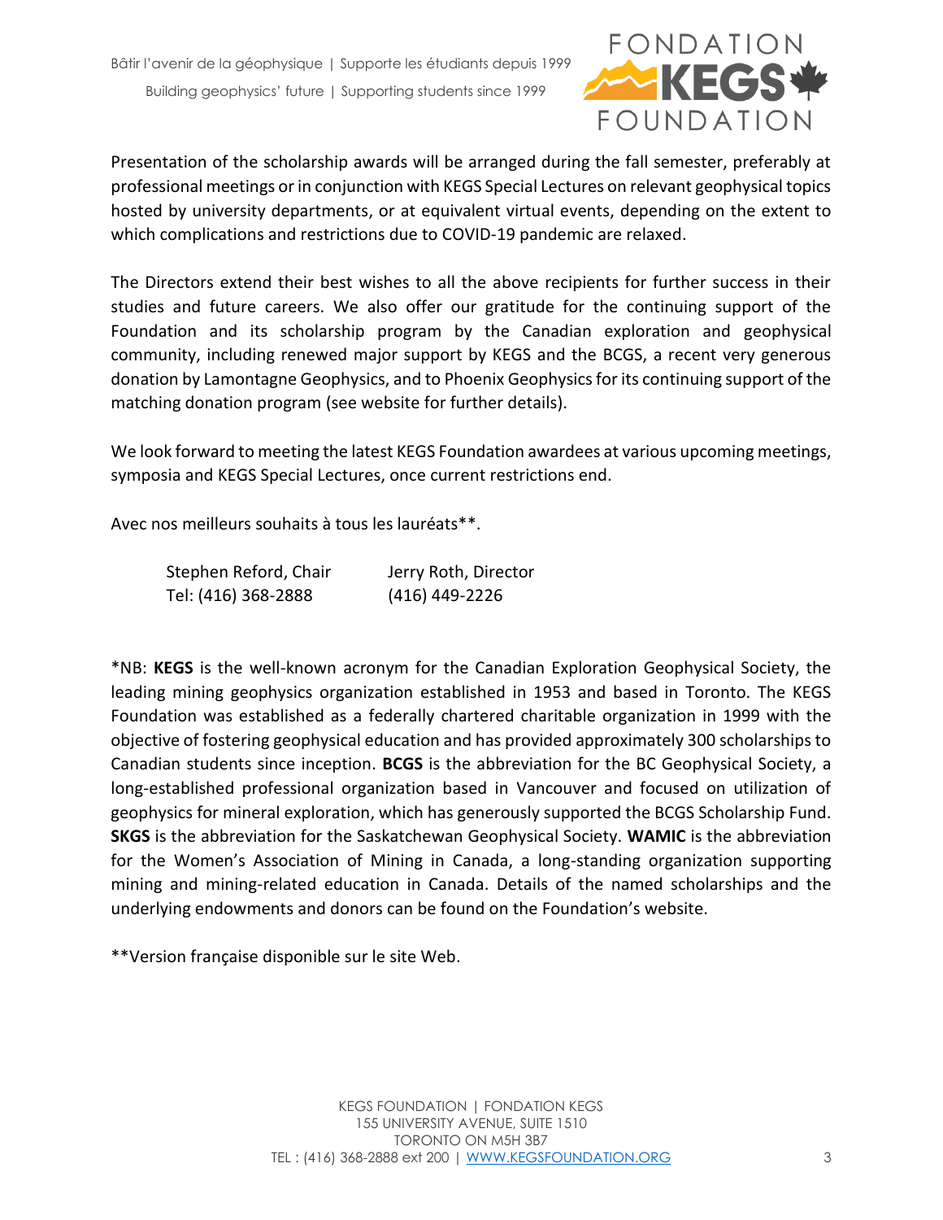Presentation of the scholarship awards will be arranged during the fall semester, preferably at professional meetings or in conjunction with KEGS Special Lectures on relevant geophysical topics hosted by university departments, or at equivalent virtual events, depending on the extent to which complications and restrictions due to COVID-19 pandemic are relaxed.

The Directors extend their best wishes to all the above recipients for further success in their studies and future careers. We also offer our gratitude for the continuing support of the Foundation and its scholarship program by the Canadian exploration and geophysical community, including renewed major support by KEGS and the BCGS, a recent very generous donation by Lamontagne Geophysics, and to Phoenix Geophysics for its continuing support of the matching donation program (see website for further details).

We look forward to meeting the latest KEGS Foundation awardees at various upcoming meetings, symposia and KEGS Special Lectures, once current restrictions end.

Avec nos meilleurs souhaits à tous les lauréats**.

| Stephen Reford, Chair | Jerry Roth, Director |
|---|---|
| Tel: (416) 368-2888 | (416) 449-2226 |

*NB: **KEGS** is the well-known acronym for the Canadian Exploration Geophysical Society, the leading mining geophysics organization established in 1953 and based in Toronto. The KEGS Foundation was established as a federally chartered charitable organization in 1999 with the objective of fostering geophysical education and has provided approximately 300 scholarships to Canadian students since inception. **BCGS** is the abbreviation for the BC Geophysical Society, a long-established professional organization based in Vancouver and focused on utilization of geophysics for mineral exploration, which has generously supported the BCGS Scholarship Fund. **SKGS** is the abbreviation for the Saskatchewan Geophysical Society. **WAMIC** is the abbreviation for the Women's Association of Mining in Canada, a long-standing organization supporting mining and mining-related education in Canada. Details of the named scholarships and the underlying endowments and donors can be found on the Foundation's website.

**Version française disponible sur le site Web.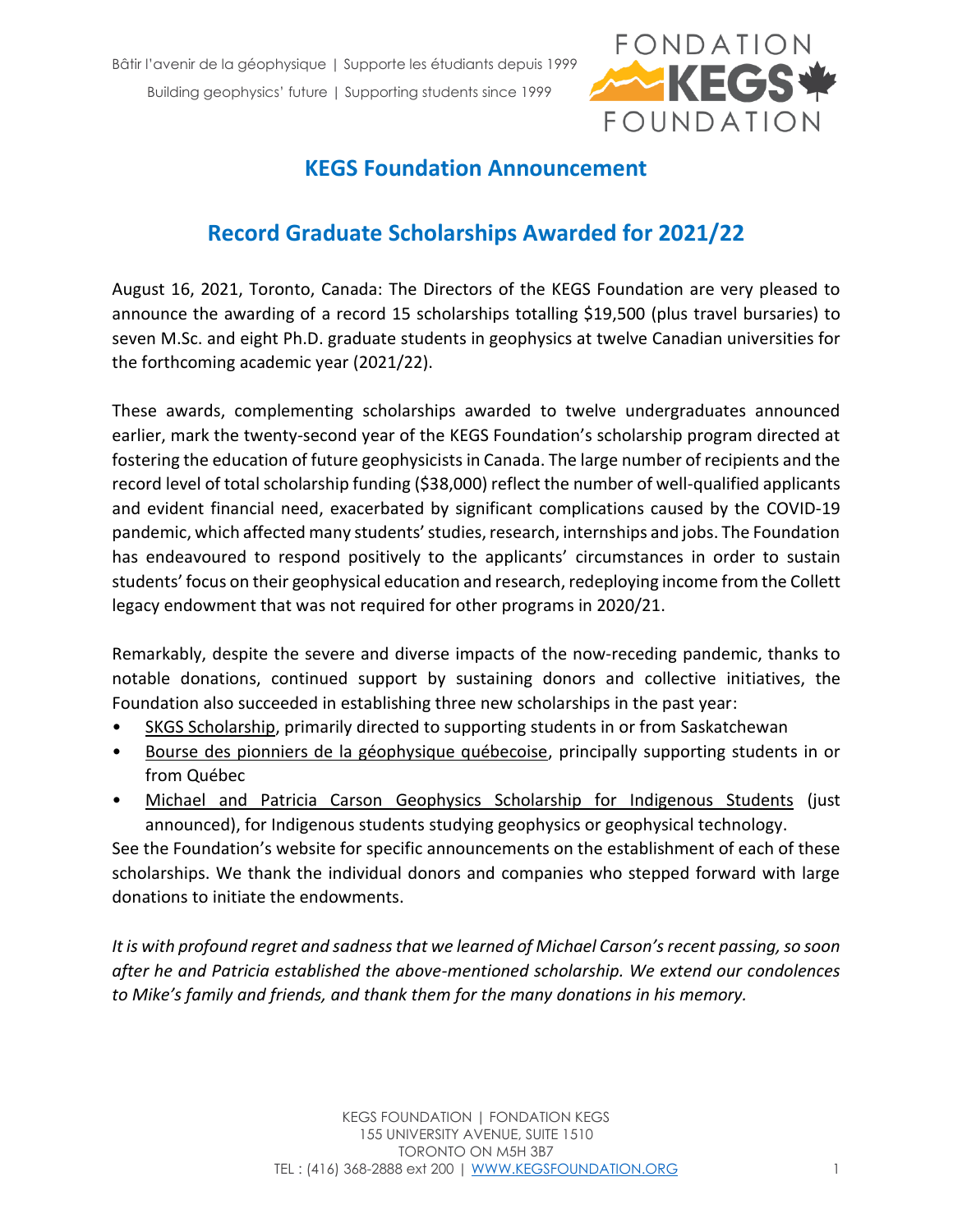Bâtir l'avenir de la géophysique | Supporte les étudiants depuis 1999

Building geophysics' future | Supporting students since 1999

# KEGS Foundation Announcement

## Record Graduate Scholarships Awarded for 2021/22

August 16, 2021, Toronto, Canada: The Directors of the KEGS Foundation are very pleased to announce the awarding of a record 15 scholarships totalling $19,500 (plus travel bursaries) to seven M.Sc. and eight Ph.D. graduate students in geophysics at twelve Canadian universities for the forthcoming academic year (2021/22).

These awards, complementing scholarships awarded to twelve undergraduates announced earlier, mark the twenty-second year of the KEGS Foundation's scholarship program directed at fostering the education of future geophysicists in Canada. The large number of recipients and the record level of total scholarship funding ($38,000) reflect the number of well-qualified applicants and evident financial need, exacerbated by significant complications caused by the COVID-19 pandemic, which affected many students' studies, research, internships and jobs. The Foundation has endeavoured to respond positively to the applicants' circumstances in order to sustain students' focus on their geophysical education and research, redeploying income from the Collett legacy endowment that was not required for other programs in 2020/21.

Remarkably, despite the severe and diverse impacts of the now-receding pandemic, thanks to notable donations, continued support by sustaining donors and collective initiatives, the Foundation also succeeded in establishing three new scholarships in the past year:

- SKGS Scholarship, primarily directed to supporting students in or from Saskatchewan
- Bourse des pionniers de la géophysique québecoise, principally supporting students in or from Québec
- Michael and Patricia Carson Geophysics Scholarship for Indigenous Students (just announced), for Indigenous students studying geophysics or geophysical technology.

See the Foundation's website for specific announcements on the establishment of each of these scholarships. We thank the individual donors and companies who stepped forward with large donations to initiate the endowments.

*It is with profound regret and sadness that we learned of Michael Carson's recent passing, so soon after he and Patricia established the above-mentioned scholarship. We extend our condolences to Mike's family and friends, and thank them for the many donations in his memory.*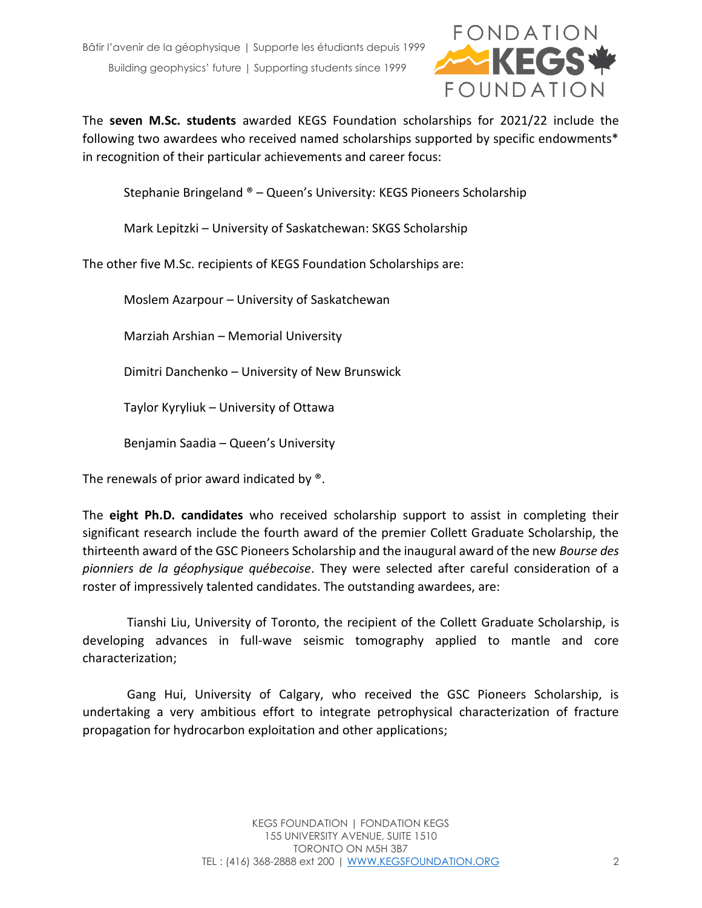The **seven M.Sc. students** awarded KEGS Foundation scholarships for 2021/22 include the following two awardees who received named scholarships supported by specific endowments* in recognition of their particular achievements and career focus:

Stephanie Bringeland ® – Queen's University: KEGS Pioneers Scholarship

Mark Lepitzki – University of Saskatchewan: SKGS Scholarship

The other five M.Sc. recipients of KEGS Foundation Scholarships are:

Moslem Azarpour – University of Saskatchewan

Marziah Arshian – Memorial University

Dimitri Danchenko – University of New Brunswick

Taylor Kyryliuk – University of Ottawa

Benjamin Saadia – Queen's University

The renewals of prior award indicated by ®.

The **eight Ph.D. candidates** who received scholarship support to assist in completing their significant research include the fourth award of the premier Collett Graduate Scholarship, the thirteenth award of the GSC Pioneers Scholarship and the inaugural award of the new *Bourse des pionniers de la géophysique québecoise*. They were selected after careful consideration of a roster of impressively talented candidates. The outstanding awardees, are:

Tianshi Liu, University of Toronto, the recipient of the Collett Graduate Scholarship, is developing advances in full-wave seismic tomography applied to mantle and core characterization;

Gang Hui, University of Calgary, who received the GSC Pioneers Scholarship, is undertaking a very ambitious effort to integrate petrophysical characterization of fracture propagation for hydrocarbon exploitation and other applications;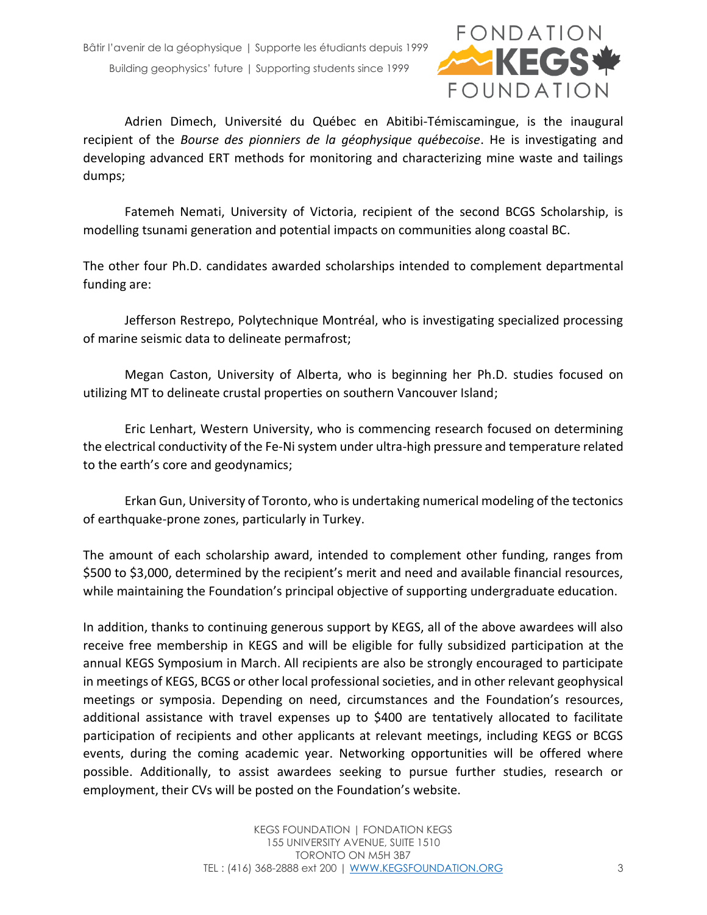Adrien Dimech, Université du Québec en Abitibi-Témiscamingue, is the inaugural recipient of the *Bourse des pionniers de la géophysique québecoise*. He is investigating and developing advanced ERT methods for monitoring and characterizing mine waste and tailings dumps;

Fatemeh Nemati, University of Victoria, recipient of the second BCGS Scholarship, is modelling tsunami generation and potential impacts on communities along coastal BC.

The other four Ph.D. candidates awarded scholarships intended to complement departmental funding are:

Jefferson Restrepo, Polytechnique Montréal, who is investigating specialized processing of marine seismic data to delineate permafrost;

Megan Caston, University of Alberta, who is beginning her Ph.D. studies focused on utilizing MT to delineate crustal properties on southern Vancouver Island;

Eric Lenhart, Western University, who is commencing research focused on determining the electrical conductivity of the Fe-Ni system under ultra-high pressure and temperature related to the earth's core and geodynamics;

Erkan Gun, University of Toronto, who is undertaking numerical modeling of the tectonics of earthquake-prone zones, particularly in Turkey.

The amount of each scholarship award, intended to complement other funding, ranges from $500 to $3,000, determined by the recipient's merit and need and available financial resources, while maintaining the Foundation's principal objective of supporting undergraduate education.

In addition, thanks to continuing generous support by KEGS, all of the above awardees will also receive free membership in KEGS and will be eligible for fully subsidized participation at the annual KEGS Symposium in March. All recipients are also be strongly encouraged to participate in meetings of KEGS, BCGS or other local professional societies, and in other relevant geophysical meetings or symposia. Depending on need, circumstances and the Foundation's resources, additional assistance with travel expenses up to $400 are tentatively allocated to facilitate participation of recipients and other applicants at relevant meetings, including KEGS or BCGS events, during the coming academic year. Networking opportunities will be offered where possible. Additionally, to assist awardees seeking to pursue further studies, research or employment, their CVs will be posted on the Foundation's website.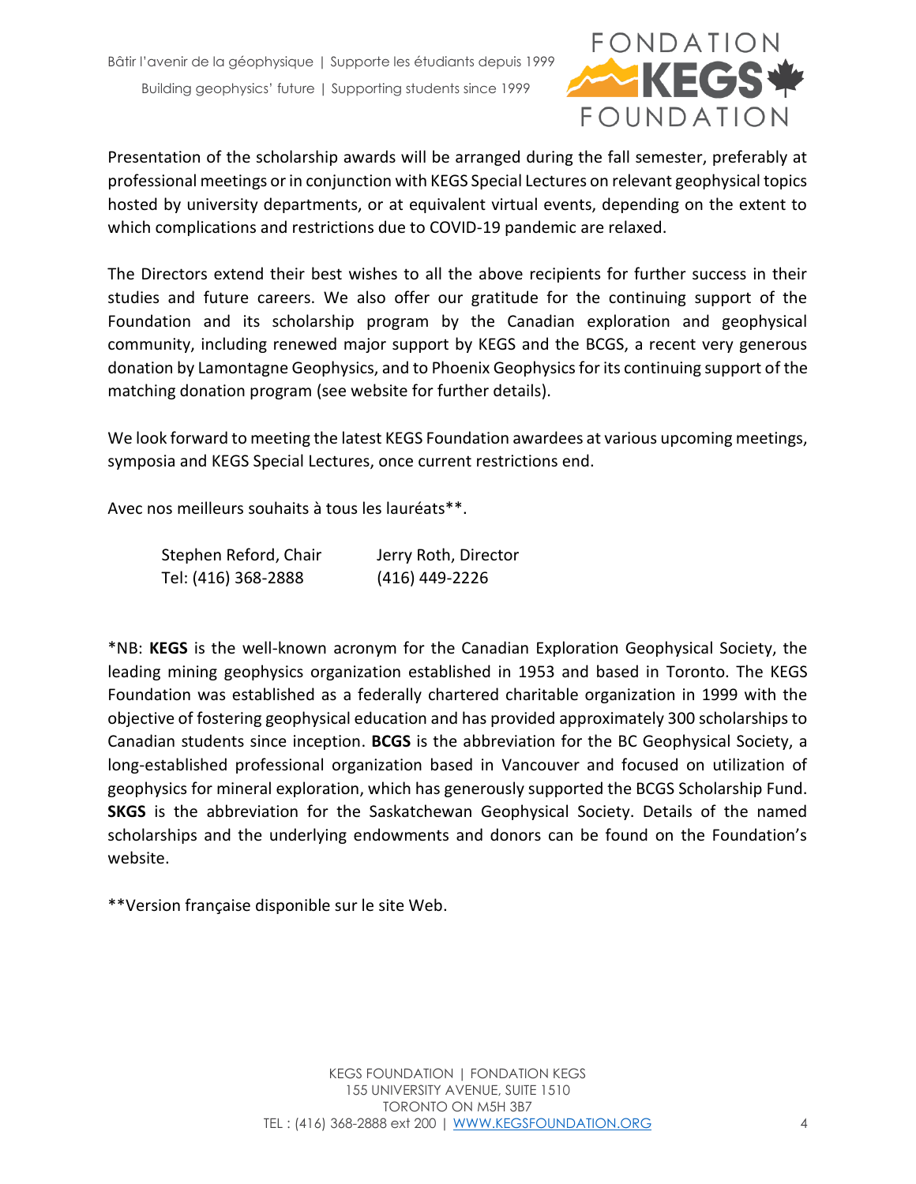Presentation of the scholarship awards will be arranged during the fall semester, preferably at professional meetings or in conjunction with KEGS Special Lectures on relevant geophysical topics hosted by university departments, or at equivalent virtual events, depending on the extent to which complications and restrictions due to COVID-19 pandemic are relaxed.

The Directors extend their best wishes to all the above recipients for further success in their studies and future careers. We also offer our gratitude for the continuing support of the Foundation and its scholarship program by the Canadian exploration and geophysical community, including renewed major support by KEGS and the BCGS, a recent very generous donation by Lamontagne Geophysics, and to Phoenix Geophysics for its continuing support of the matching donation program (see website for further details).

We look forward to meeting the latest KEGS Foundation awardees at various upcoming meetings, symposia and KEGS Special Lectures, once current restrictions end.

Avec nos meilleurs souhaits à tous les lauréats**.

| | |
|---|---|
| Stephen Reford, Chair | Jerry Roth, Director |
| Tel: (416) 368-2888 | (416) 449-2226 |

*NB: **KEGS** is the well-known acronym for the Canadian Exploration Geophysical Society, the leading mining geophysics organization established in 1953 and based in Toronto. The KEGS Foundation was established as a federally chartered charitable organization in 1999 with the objective of fostering geophysical education and has provided approximately 300 scholarships to Canadian students since inception. **BCGS** is the abbreviation for the BC Geophysical Society, a long-established professional organization based in Vancouver and focused on utilization of geophysics for mineral exploration, which has generously supported the BCGS Scholarship Fund. **SKGS** is the abbreviation for the Saskatchewan Geophysical Society. Details of the named scholarships and the underlying endowments and donors can be found on the Foundation's website.

**Version française disponible sur le site Web.